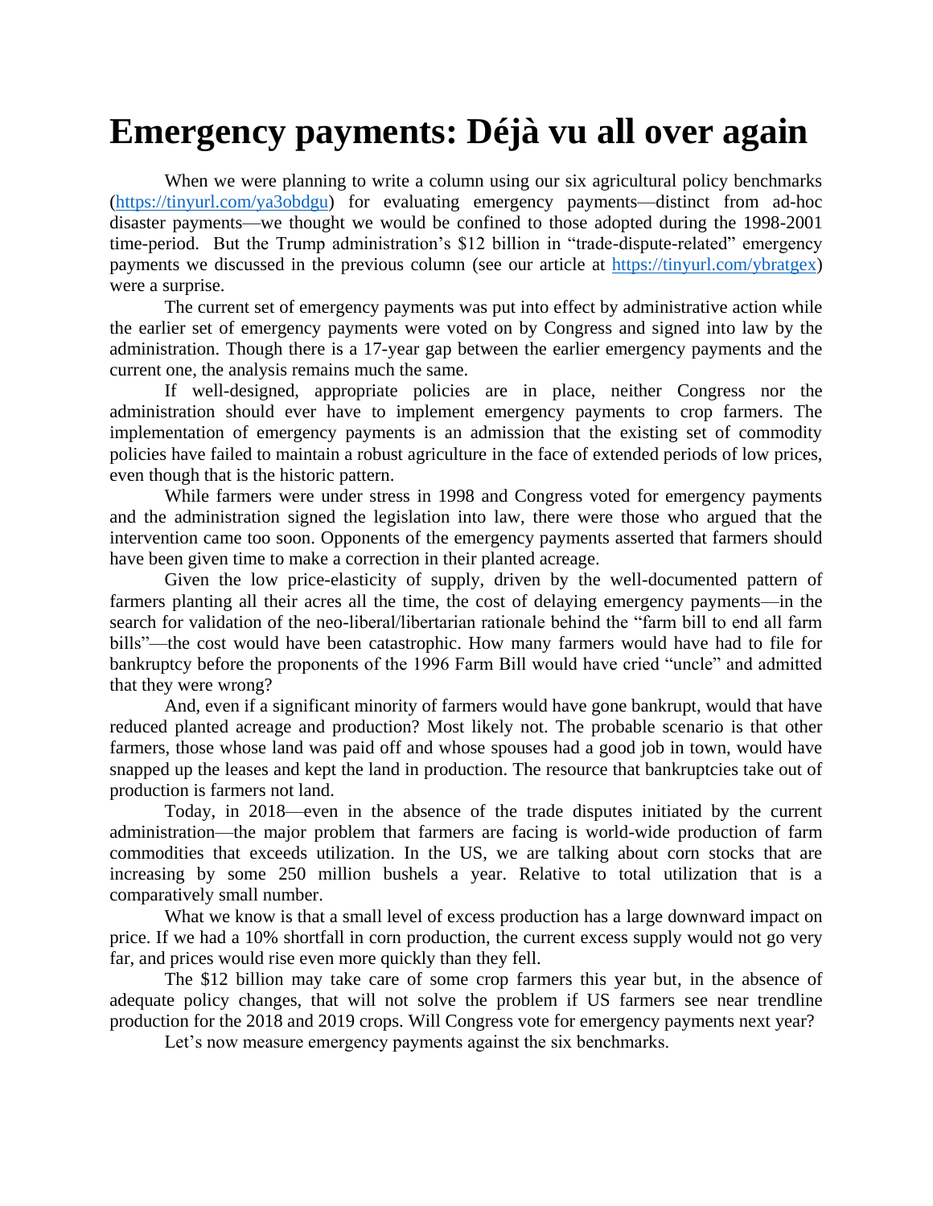# Emergency payments: Déjà vu all over again

When we were planning to write a column using our six agricultural policy benchmarks (https://tinyurl.com/ya3obdgu) for evaluating emergency payments—distinct from ad-hoc disaster payments—we thought we would be confined to those adopted during the 1998-2001 time-period. But the Trump administration's $12 billion in "trade-dispute-related" emergency payments we discussed in the previous column (see our article at https://tinyurl.com/ybratgex) were a surprise.

The current set of emergency payments was put into effect by administrative action while the earlier set of emergency payments were voted on by Congress and signed into law by the administration. Though there is a 17-year gap between the earlier emergency payments and the current one, the analysis remains much the same.

If well-designed, appropriate policies are in place, neither Congress nor the administration should ever have to implement emergency payments to crop farmers. The implementation of emergency payments is an admission that the existing set of commodity policies have failed to maintain a robust agriculture in the face of extended periods of low prices, even though that is the historic pattern.

While farmers were under stress in 1998 and Congress voted for emergency payments and the administration signed the legislation into law, there were those who argued that the intervention came too soon. Opponents of the emergency payments asserted that farmers should have been given time to make a correction in their planted acreage.

Given the low price-elasticity of supply, driven by the well-documented pattern of farmers planting all their acres all the time, the cost of delaying emergency payments—in the search for validation of the neo-liberal/libertarian rationale behind the "farm bill to end all farm bills"—the cost would have been catastrophic. How many farmers would have had to file for bankruptcy before the proponents of the 1996 Farm Bill would have cried "uncle" and admitted that they were wrong?

And, even if a significant minority of farmers would have gone bankrupt, would that have reduced planted acreage and production? Most likely not. The probable scenario is that other farmers, those whose land was paid off and whose spouses had a good job in town, would have snapped up the leases and kept the land in production. The resource that bankruptcies take out of production is farmers not land.

Today, in 2018—even in the absence of the trade disputes initiated by the current administration—the major problem that farmers are facing is world-wide production of farm commodities that exceeds utilization. In the US, we are talking about corn stocks that are increasing by some 250 million bushels a year. Relative to total utilization that is a comparatively small number.

What we know is that a small level of excess production has a large downward impact on price. If we had a 10% shortfall in corn production, the current excess supply would not go very far, and prices would rise even more quickly than they fell.

The $12 billion may take care of some crop farmers this year but, in the absence of adequate policy changes, that will not solve the problem if US farmers see near trendline production for the 2018 and 2019 crops. Will Congress vote for emergency payments next year?

Let's now measure emergency payments against the six benchmarks.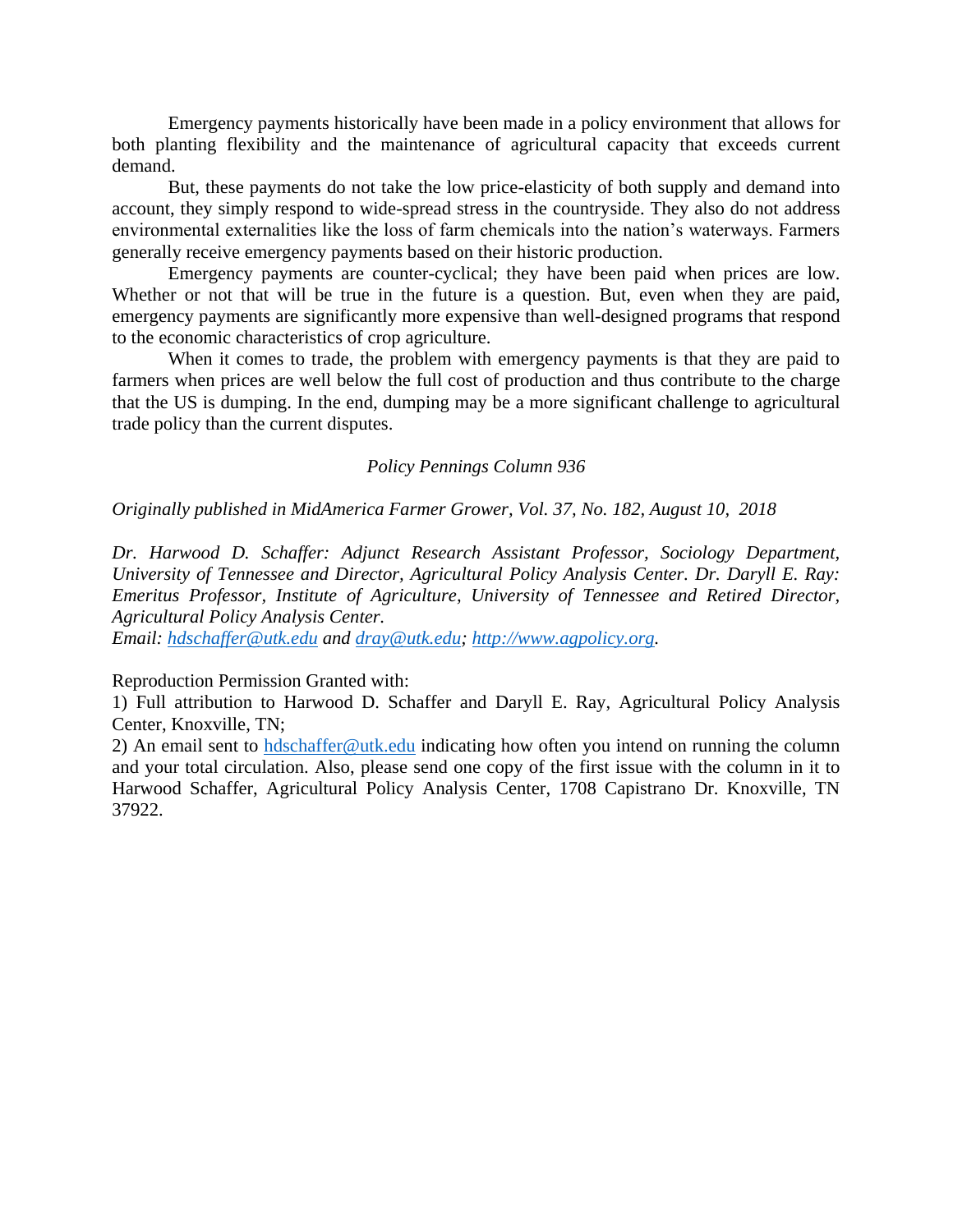Emergency payments historically have been made in a policy environment that allows for both planting flexibility and the maintenance of agricultural capacity that exceeds current demand.

But, these payments do not take the low price-elasticity of both supply and demand into account, they simply respond to wide-spread stress in the countryside. They also do not address environmental externalities like the loss of farm chemicals into the nation's waterways. Farmers generally receive emergency payments based on their historic production.

Emergency payments are counter-cyclical; they have been paid when prices are low. Whether or not that will be true in the future is a question. But, even when they are paid, emergency payments are significantly more expensive than well-designed programs that respond to the economic characteristics of crop agriculture.

When it comes to trade, the problem with emergency payments is that they are paid to farmers when prices are well below the full cost of production and thus contribute to the charge that the US is dumping. In the end, dumping may be a more significant challenge to agricultural trade policy than the current disputes.

*Policy Pennings Column 936*

*Originally published in MidAmerica Farmer Grower, Vol. 37, No. 182, August 10, 2018*

*Dr. Harwood D. Schaffer: Adjunct Research Assistant Professor, Sociology Department, University of Tennessee and Director, Agricultural Policy Analysis Center. Dr. Daryll E. Ray: Emeritus Professor, Institute of Agriculture, University of Tennessee and Retired Director, Agricultural Policy Analysis Center.*
*Email: hdschaffer@utk.edu and dray@utk.edu; http://www.agpolicy.org.*

Reproduction Permission Granted with:
1) Full attribution to Harwood D. Schaffer and Daryll E. Ray, Agricultural Policy Analysis Center, Knoxville, TN;
2) An email sent to hdschaffer@utk.edu indicating how often you intend on running the column and your total circulation. Also, please send one copy of the first issue with the column in it to Harwood Schaffer, Agricultural Policy Analysis Center, 1708 Capistrano Dr. Knoxville, TN 37922.